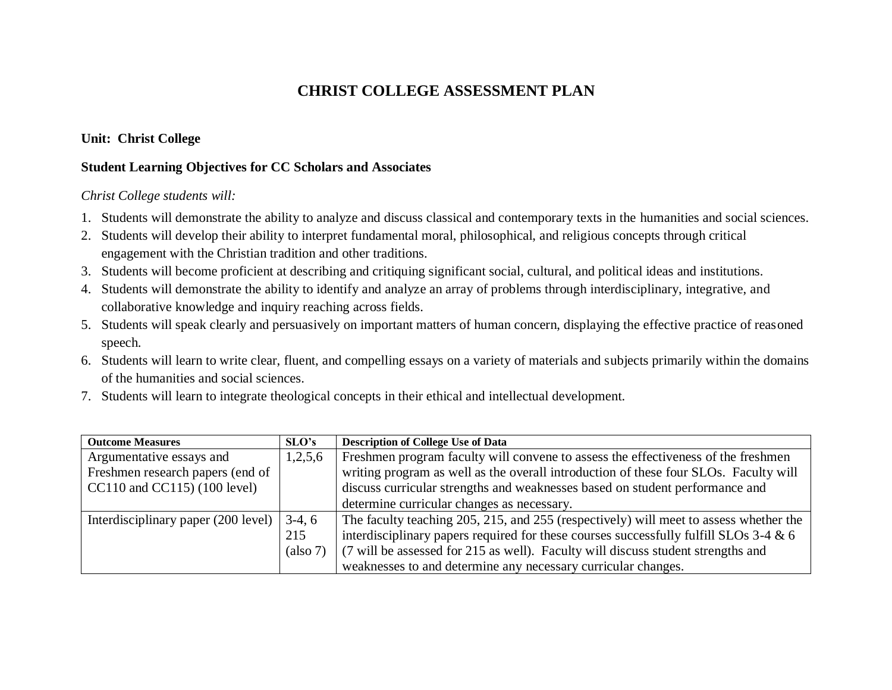# CHRIST COLLEGE ASSESSMENT PLAN

**Unit: Christ College**

**Student Learning Objectives for CC Scholars and Associates**

*Christ College students will:*

1. Students will demonstrate the ability to analyze and discuss classical and contemporary texts in the humanities and social sciences.
2. Students will develop their ability to interpret fundamental moral, philosophical, and religious concepts through critical engagement with the Christian tradition and other traditions.
3. Students will become proficient at describing and critiquing significant social, cultural, and political ideas and institutions.
4. Students will demonstrate the ability to identify and analyze an array of problems through interdisciplinary, integrative, and collaborative knowledge and inquiry reaching across fields.
5. Students will speak clearly and persuasively on important matters of human concern, displaying the effective practice of reasoned speech.
6. Students will learn to write clear, fluent, and compelling essays on a variety of materials and subjects primarily within the domains of the humanities and social sciences.
7. Students will learn to integrate theological concepts in their ethical and intellectual development.

| Outcome Measures | SLO's | Description of College Use of Data |
|---|---|---|
| Argumentative essays and Freshmen research papers (end of CC110 and CC115) (100 level) | 1,2,5,6 | Freshmen program faculty will convene to assess the effectiveness of the freshmen writing program as well as the overall introduction of these four SLOs. Faculty will discuss curricular strengths and weaknesses based on student performance and determine curricular changes as necessary. |
| Interdisciplinary paper (200 level) | 3-4, 6 215 (also 7) | The faculty teaching 205, 215, and 255 (respectively) will meet to assess whether the interdisciplinary papers required for these courses successfully fulfill SLOs 3-4 & 6 (7 will be assessed for 215 as well). Faculty will discuss student strengths and weaknesses to and determine any necessary curricular changes. |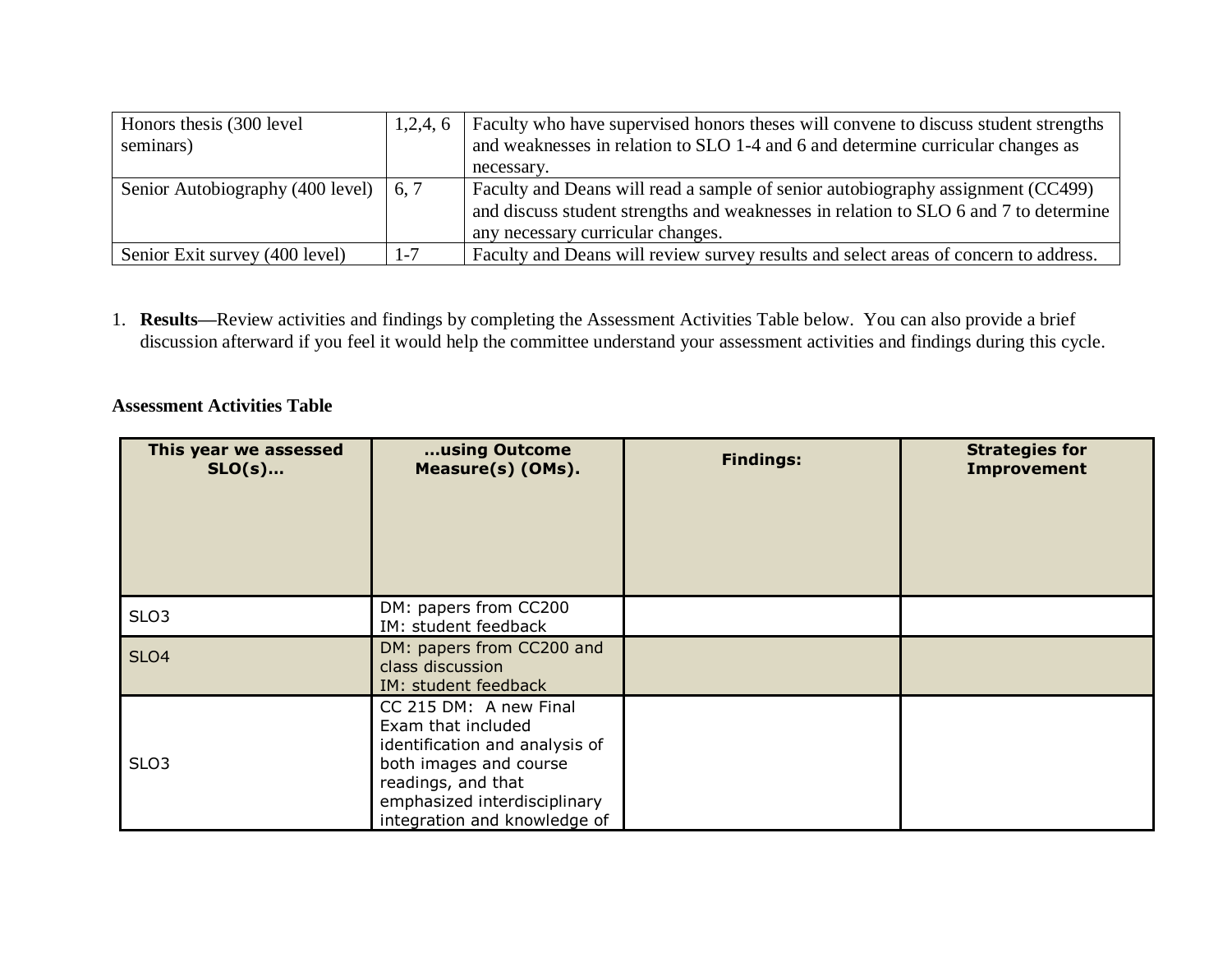| Honors thesis (300 level seminars) | 1,2,4, 6 | Faculty who have supervised honors theses will convene to discuss student strengths and weaknesses in relation to SLO 1-4 and 6 and determine curricular changes as necessary. |
|---|---|---|
| Senior Autobiography (400 level) | 6, 7 | Faculty and Deans will read a sample of senior autobiography assignment (CC499) and discuss student strengths and weaknesses in relation to SLO 6 and 7 to determine any necessary curricular changes. |
| Senior Exit survey (400 level) | 1-7 | Faculty and Deans will review survey results and select areas of concern to address. |

1. **Results—**Review activities and findings by completing the Assessment Activities Table below. You can also provide a brief discussion afterward if you feel it would help the committee understand your assessment activities and findings during this cycle.

**Assessment Activities Table**

| This year we assessed SLO(s)… | …using Outcome Measure(s) (OMs). | Findings: | Strategies for Improvement |
|---|---|---|---|
| SLO3 | DM: papers from CC200<br>IM: student feedback | | |
| SLO4 | DM: papers from CC200 and class discussion<br>IM: student feedback | | |
| SLO3 | CC 215 DM: A new Final Exam that included identification and analysis of both images and course readings, and that emphasized interdisciplinary integration and knowledge of | | |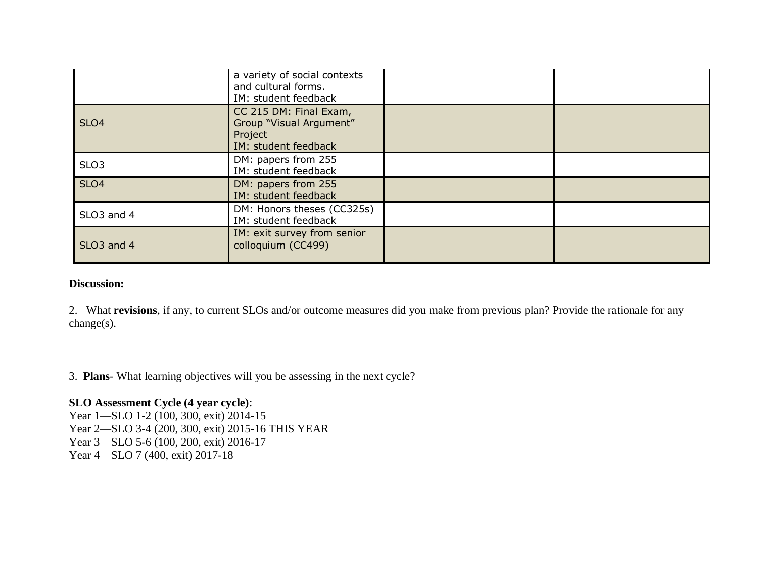| | | | |
|---|---|---|---|
| | a variety of social contexts and cultural forms.<br>IM: student feedback | | |
| SLO4 | CC 215 DM: Final Exam, Group "Visual Argument" Project<br>IM: student feedback | | |
| SLO3 | DM: papers from 255<br>IM: student feedback | | |
| SLO4 | DM: papers from 255<br>IM: student feedback | | |
| SLO3 and 4 | DM: Honors theses (CC325s)<br>IM: student feedback | | |
| SLO3 and 4 | IM: exit survey from senior colloquium (CC499) | | |

**Discussion:**

2. What **revisions**, if any, to current SLOs and/or outcome measures did you make from previous plan? Provide the rationale for any change(s).

3. **Plans**- What learning objectives will you be assessing in the next cycle?

**SLO Assessment Cycle (4 year cycle)**:
Year 1—SLO 1-2 (100, 300, exit) 2014-15
Year 2—SLO 3-4 (200, 300, exit) 2015-16 THIS YEAR
Year 3—SLO 5-6 (100, 200, exit) 2016-17
Year 4—SLO 7 (400, exit) 2017-18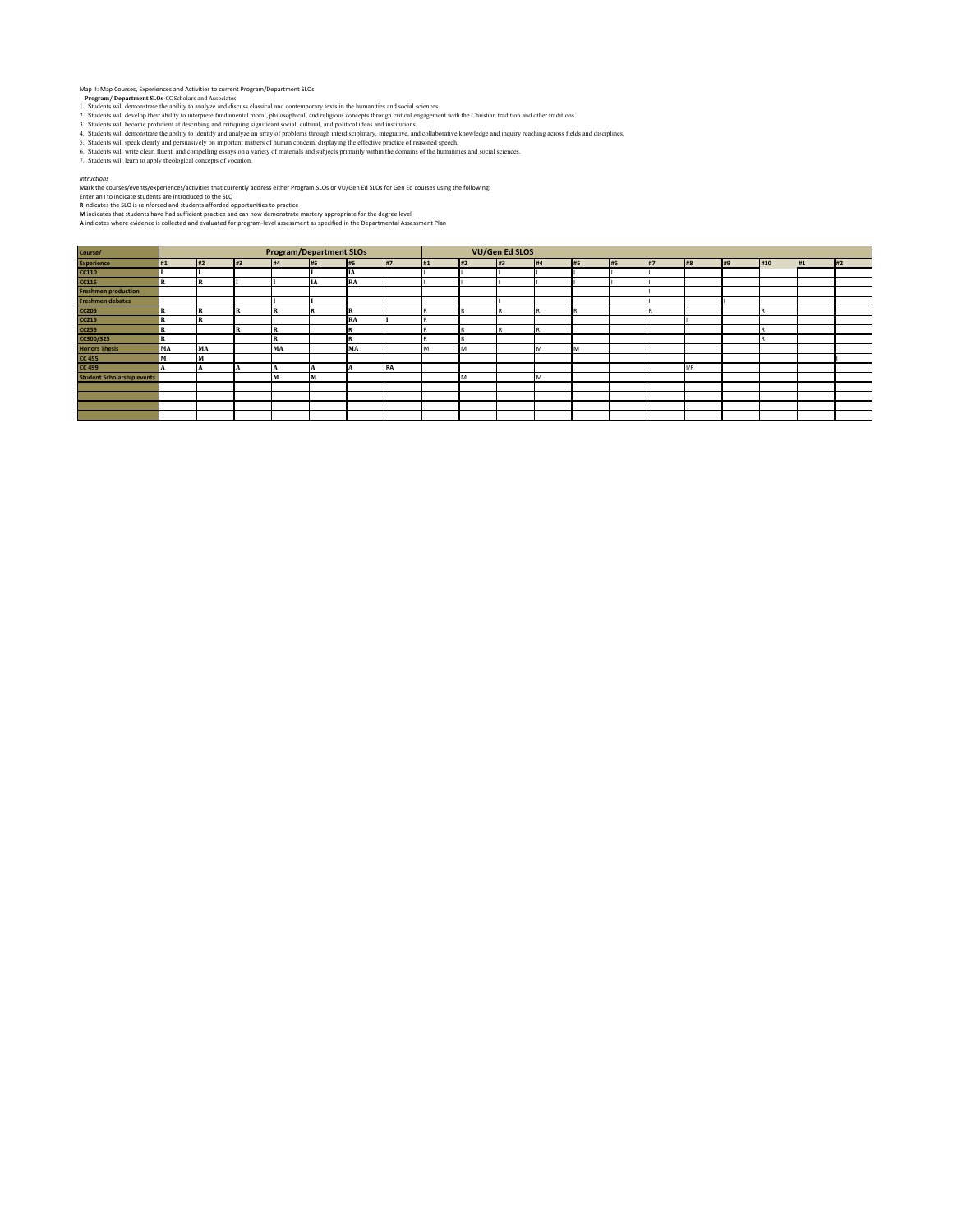Map II: Map Courses, Experiences and Activities to current Program/Department SLOs

**Program/ Department SLOs**-CC Scholars and Associates

1. Students will demonstrate the ability to analyze and discuss classical and contemporary texts in the humanities and social sciences.
2. Students will develop their ability to interprete fundamental moral, philosophical, and religious concepts through critical engagement with the Christian tradition and other traditions.
3. Students will become proficient at describing and critiquing significant social, cultural, and political ideas and institutions.
4. Students will demonstrate the ability to identify and analyze an array of problems through interdisciplinary, integrative, and collaborative knowledge and inquiry reaching across fields and disciplines.
5. Students will speak clearly and persuasively on important matters of human concern, displaying the effective practice of reasoned speech.
6. Students will write clear, fluent, and compelling essays on a variety of materials and subjects primarily within the domains of the humanities and social sciences.
7. Students will learn to apply theological concepts of vocation.

*Intructions*

Mark the courses/events/experiences/activities that currently address either Program SLOs or VU/Gen Ed SLOs for Gen Ed courses using the following:

Enter an **I** to indicate students are introduced to the SLO

**R** indicates the SLO is reinforced and students afforded opportunities to practice

**M** indicates that students have had sufficient practice and can now demonstrate mastery appropriate for the degree level

**A** indicates where evidence is collected and evaluated for program-level assessment as specified in the Departmental Assessment Plan

| Course/ | Program/Department SLOs | | | | | | | VU/Gen Ed SLOS | | | | | | | | | | | |
|---|---|---|---|---|---|---|---|---|---|---|---|---|---|---|---|---|---|---|---|
| Experience | #1 | #2 | #3 | #4 | #5 | #6 | #7 | #1 | #2 | #3 | #4 | #5 | #6 | #7 | #8 | #9 | #10 | #1 | #2 |
| CC110 | I | I | | | I | IA | | I | I | I | I | I | I | I | | | I | | |
| CC115 | R | R | I | I | IA | RA | | I | I | I | I | I | I | I | | | I | | |
| Freshmen production | | | | | | | | | | | | | | I | | | | | |
| Freshmen debates | | | | I | I | | | | | I | | | | I | | I | | | |
| CC205 | R | R | R | R | R | R | | R | R | R | R | R | | R | | | R | | |
| CC215 | R | R | | | | RA | I | R | | | | | | | I | | I | | |
| CC255 | R | | R | R | | R | | R | R | R | R | | | | | | R | | |
| CC300/325 | R | | | R | | R | | R | R | | | | | | | | R | | |
| Honors Thesis | MA | MA | | MA | | MA | | M | M | | M | M | | | | | | | |
| CC 455 | M | M | | | | | | | | | | | | | | | | | I |
| CC 499 | A | A | A | A | A | A | RA | | | | | | | | I/R | | | | |
| Student Scholarship events | | | | M | M | | | | M | | M | | | | | | | | |
| | | | | | | | | | | | | | | | | | | | |
| | | | | | | | | | | | | | | | | | | | |
| | | | | | | | | | | | | | | | | | | | |
| | | | | | | | | | | | | | | | | | | | |